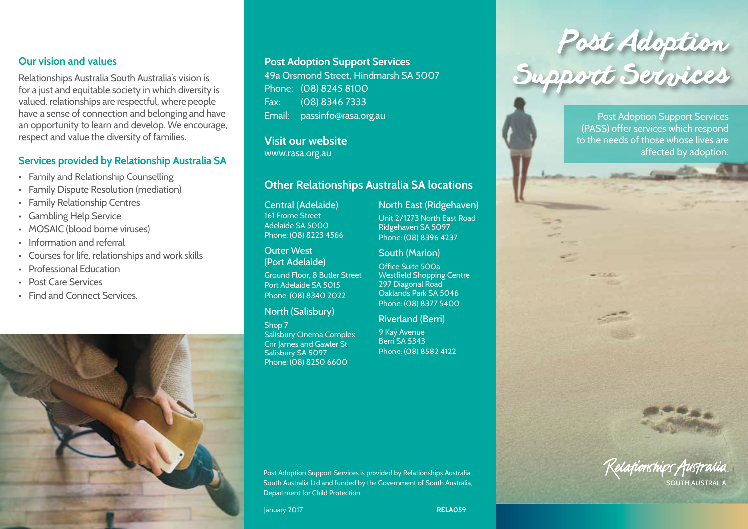## Our vision and values

Relationships Australia South Australia's vision is for a just and equitable society in which diversity is valued, relationships are respectful, where people have a sense of connection and belonging and have an opportunity to learn and develop. We encourage, respect and value the diversity of families.

## Services provided by Relationship Australia SA

- Family and Relationship Counselling
- Family Dispute Resolution (mediation)
- Family Relationship Centres
- Gambling Help Service
- MOSAIC (blood borne viruses)
- Information and referral
- Courses for life, relationships and work skills
- Professional Education
- Post Care Services
- Find and Connect Services.

## Post Adoption Support Services

49a Orsmond Street, Hindmarsh SA 5007
Phone: (08) 8245 8100
Fax: (08) 8346 7333
Email: passinfo@rasa.org.au

## Visit our website

www.rasa.org.au

## Other Relationships Australia SA locations

### Central (Adelaide)

161 Frome Street
Adelaide SA 5000
Phone: (08) 8223 4566

### Outer West (Port Adelaide)

Ground Floor, 8 Butler Street
Port Adelaide SA 5015
Phone: (08) 8340 2022

### North (Salisbury)

Shop 7
Salisbury Cinema Complex
Cnr James and Gawler St
Salisbury SA 5097
Phone: (08) 8250 6600

### North East (Ridgehaven)

Unit 2/1273 North East Road
Ridgehaven SA 5097
Phone: (08) 8396 4237

### South (Marion)

Office Suite 500a
Westfield Shopping Centre
297 Diagonal Road
Oaklands Park SA 5046
Phone: (08) 8377 5400

### Riverland (Berri)

9 Kay Avenue
Berri SA 5343
Phone: (08) 8582 4122

Post Adoption Support Services is provided by Relationships Australia South Australia Ltd and funded by the Government of South Australia, Department for Child Protection

January 2017 RELA059

# Post Adoption Support Services

Post Adoption Support Services (PASS) offer services which respond to the needs of those whose lives are affected by adoption.

Relationships Australia
SOUTH AUSTRALIA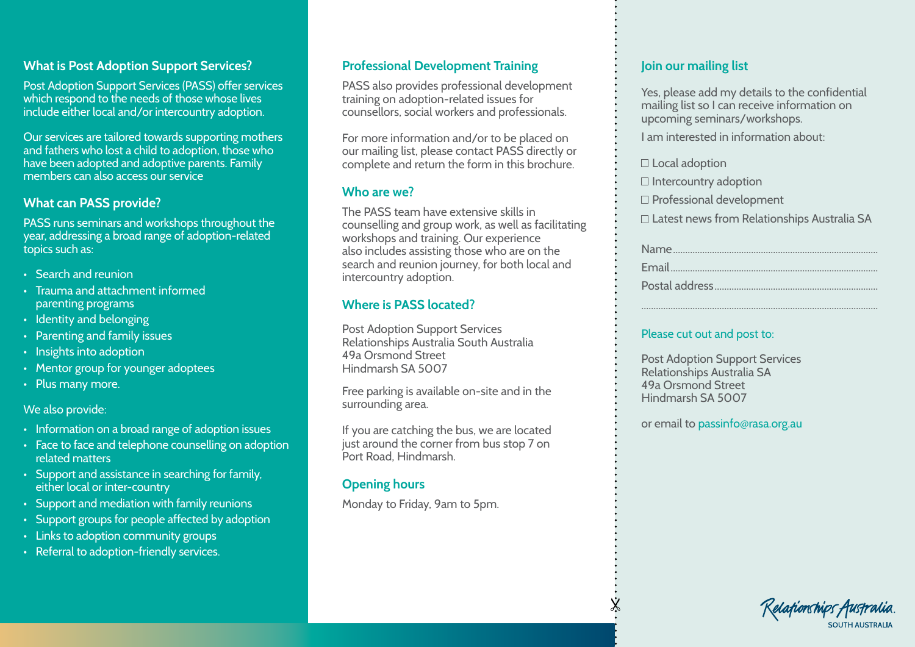## What is Post Adoption Support Services?

Post Adoption Support Services (PASS) offer services which respond to the needs of those whose lives include either local and/or intercountry adoption.

Our services are tailored towards supporting mothers and fathers who lost a child to adoption, those who have been adopted and adoptive parents. Family members can also access our service

## What can PASS provide?

PASS runs seminars and workshops throughout the year, addressing a broad range of adoption-related topics such as:

- Search and reunion
- Trauma and attachment informed parenting programs
- Identity and belonging
- Parenting and family issues
- Insights into adoption
- Mentor group for younger adoptees
- Plus many more.

We also provide:

- Information on a broad range of adoption issues
- Face to face and telephone counselling on adoption related matters
- Support and assistance in searching for family, either local or inter-country
- Support and mediation with family reunions
- Support groups for people affected by adoption
- Links to adoption community groups
- Referral to adoption-friendly services.

## Professional Development Training

PASS also provides professional development training on adoption-related issues for counsellors, social workers and professionals.

For more information and/or to be placed on our mailing list, please contact PASS directly or complete and return the form in this brochure.

## Who are we?

The PASS team have extensive skills in counselling and group work, as well as facilitating workshops and training. Our experience also includes assisting those who are on the search and reunion journey, for both local and intercountry adoption.

## Where is PASS located?

Post Adoption Support Services
Relationships Australia South Australia
49a Orsmond Street
Hindmarsh SA 5007

Free parking is available on-site and in the surrounding area.

If you are catching the bus, we are located just around the corner from bus stop 7 on Port Road, Hindmarsh.

## Opening hours

Monday to Friday, 9am to 5pm.

## Join our mailing list

Yes, please add my details to the confidential mailing list so I can receive information on upcoming seminars/workshops.

I am interested in information about:

- ☐ Local adoption
- ☐ Intercountry adoption
- ☐ Professional development
- ☐ Latest news from Relationships Australia SA

Name........................................................................................

Email........................................................................................

Postal address..........................................................................

....................................................................................................

Please cut out and post to:

Post Adoption Support Services
Relationships Australia SA
49a Orsmond Street
Hindmarsh SA 5007

or email to passinfo@rasa.org.au

Relationships Australia.
SOUTH AUSTRALIA